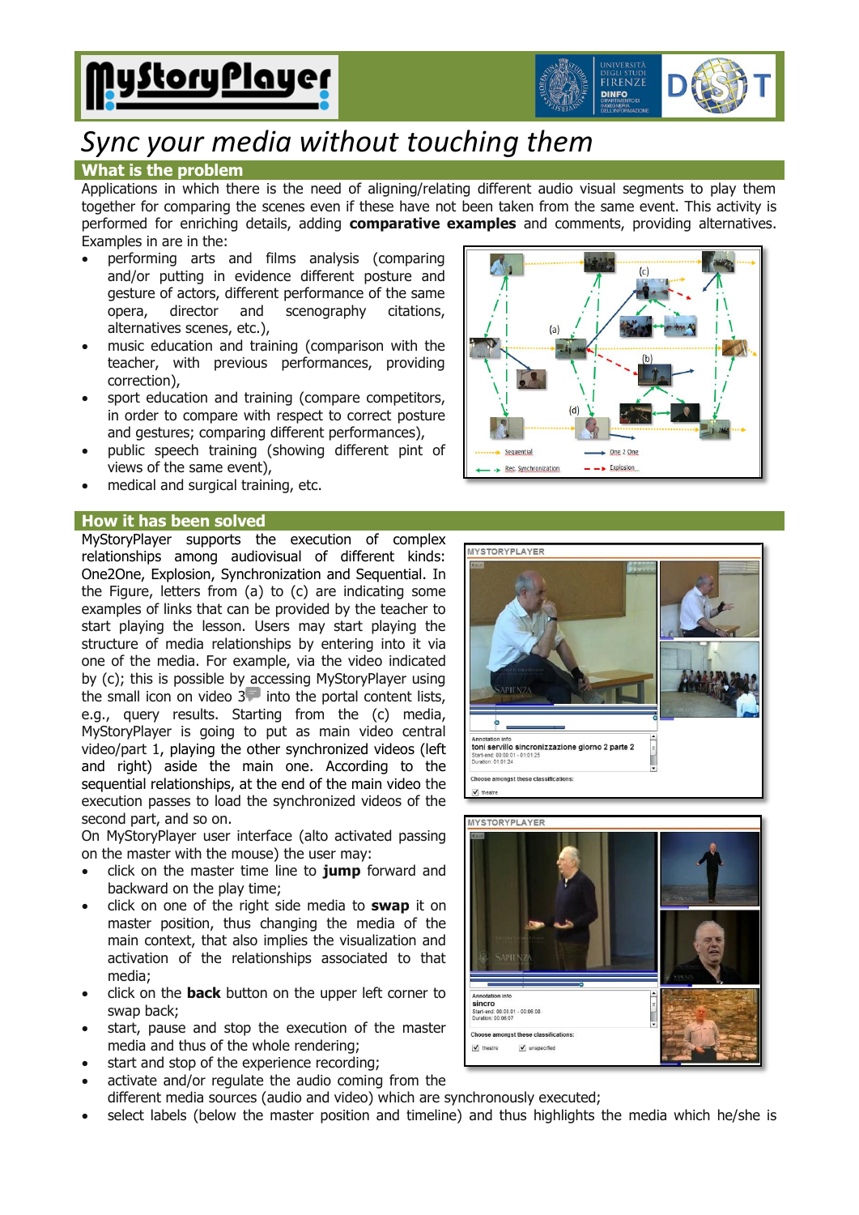# MyStoryPlayer

## *Sync your media without touching them*

## What is the problem

Applications in which there is the need of aligning/relating different audio visual segments to play them together for comparing the scenes even if these have not been taken from the same event. This activity is performed for enriching details, adding **comparative examples** and comments, providing alternatives. Examples in are in the:

- performing arts and films analysis (comparing and/or putting in evidence different posture and gesture of actors, different performance of the same opera, director and scenography citations, alternatives scenes, etc.),
- music education and training (comparison with the teacher, with previous performances, providing correction),
- sport education and training (compare competitors, in order to compare with respect to correct posture and gestures; comparing different performances),
- public speech training (showing different pint of views of the same event),
- medical and surgical training, etc.

## How it has been solved

MyStoryPlayer supports the execution of complex relationships among audiovisual of different kinds: One2One, Explosion, Synchronization and Sequential. In the Figure, letters from (a) to (c) are indicating some examples of links that can be provided by the teacher to start playing the lesson. Users may start playing the structure of media relationships by entering into it via one of the media. For example, via the video indicated by (c); this is possible by accessing MyStoryPlayer using the small icon on video 3 into the portal content lists, e.g., query results. Starting from the (c) media, MyStoryPlayer is going to put as main video central video/part 1, playing the other synchronized videos (left and right) aside the main one. According to the sequential relationships, at the end of the main video the execution passes to load the synchronized videos of the second part, and so on.

On MyStoryPlayer user interface (alto activated passing on the master with the mouse) the user may:

- click on the master time line to **jump** forward and backward on the play time;
- click on one of the right side media to **swap** it on master position, thus changing the media of the main context, that also implies the visualization and activation of the relationships associated to that media;
- click on the **back** button on the upper left corner to swap back;
- start, pause and stop the execution of the master media and thus of the whole rendering;
- start and stop of the experience recording;
- activate and/or regulate the audio coming from the different media sources (audio and video) which are synchronously executed;
- select labels (below the master position and timeline) and thus highlights the media which he/she is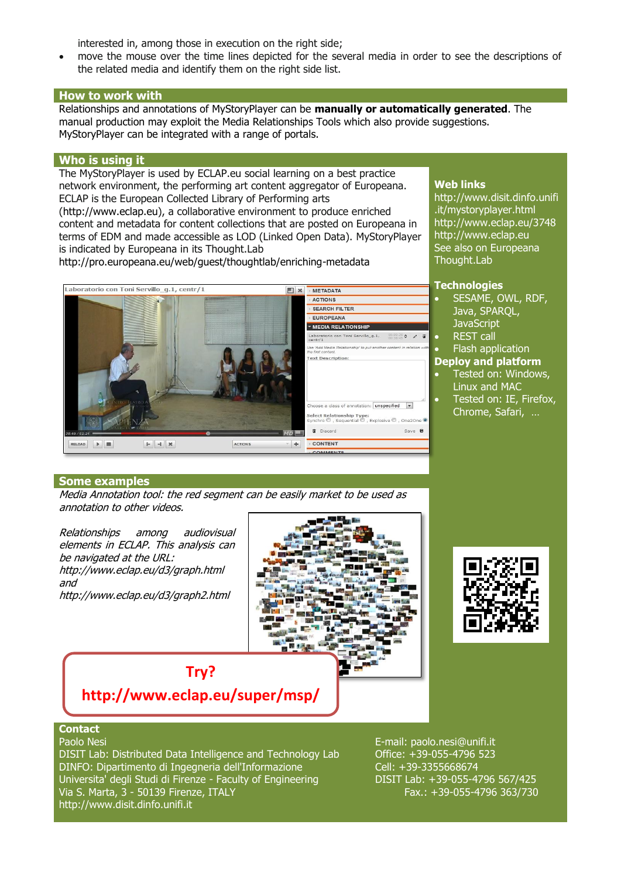interested in, among those in execution on the right side;

- move the mouse over the time lines depicted for the several media in order to see the descriptions of the related media and identify them on the right side list.

## How to work with

Relationships and annotations of MyStoryPlayer can be **manually or automatically generated**. The manual production may exploit the Media Relationships Tools which also provide suggestions. MyStoryPlayer can be integrated with a range of portals.

## Who is using it

The MyStoryPlayer is used by ECLAP.eu social learning on a best practice network environment, the performing art content aggregator of Europeana. ECLAP is the European Collected Library of Performing arts (http://www.eclap.eu), a collaborative environment to produce enriched content and metadata for content collections that are posted on Europeana in terms of EDM and made accessible as LOD (Linked Open Data). MyStoryPlayer is indicated by Europeana in its Thought.Lab http://pro.europeana.eu/web/guest/thoughtlab/enriching-metadata

### Web links

http://www.disit.dinfo.unifi.it/mystoryplayer.html
http://www.eclap.eu/3748
http://www.eclap.eu
See also on Europeana Thought.Lab

### Technologies

- SESAME, OWL, RDF, Java, SPARQL, JavaScript
- REST call
- Flash application

### Deploy and platform

- Tested on: Windows, Linux and MAC
- Tested on: IE, Firefox, Chrome, Safari, …

## Some examples

*Media Annotation tool: the red segment can be easily market to be used as annotation to other videos.*

*Relationships among audiovisual elements in ECLAP. This analysis can be navigated at the URL: http://www.eclap.eu/d3/graph.html and http://www.eclap.eu/d3/graph2.html*

**Try?**

**http://www.eclap.eu/super/msp/**

## Contact

Paolo Nesi
DISIT Lab: Distributed Data Intelligence and Technology Lab
DINFO: Dipartimento di Ingegneria dell'Informazione
Universita' degli Studi di Firenze - Faculty of Engineering
Via S. Marta, 3 - 50139 Firenze, ITALY
http://www.disit.dinfo.unifi.it

E-mail: paolo.nesi@unifi.it
Office: +39-055-4796 523
Cell: +39-3355668674
DISIT Lab: +39-055-4796 567/425
Fax.: +39-055-4796 363/730